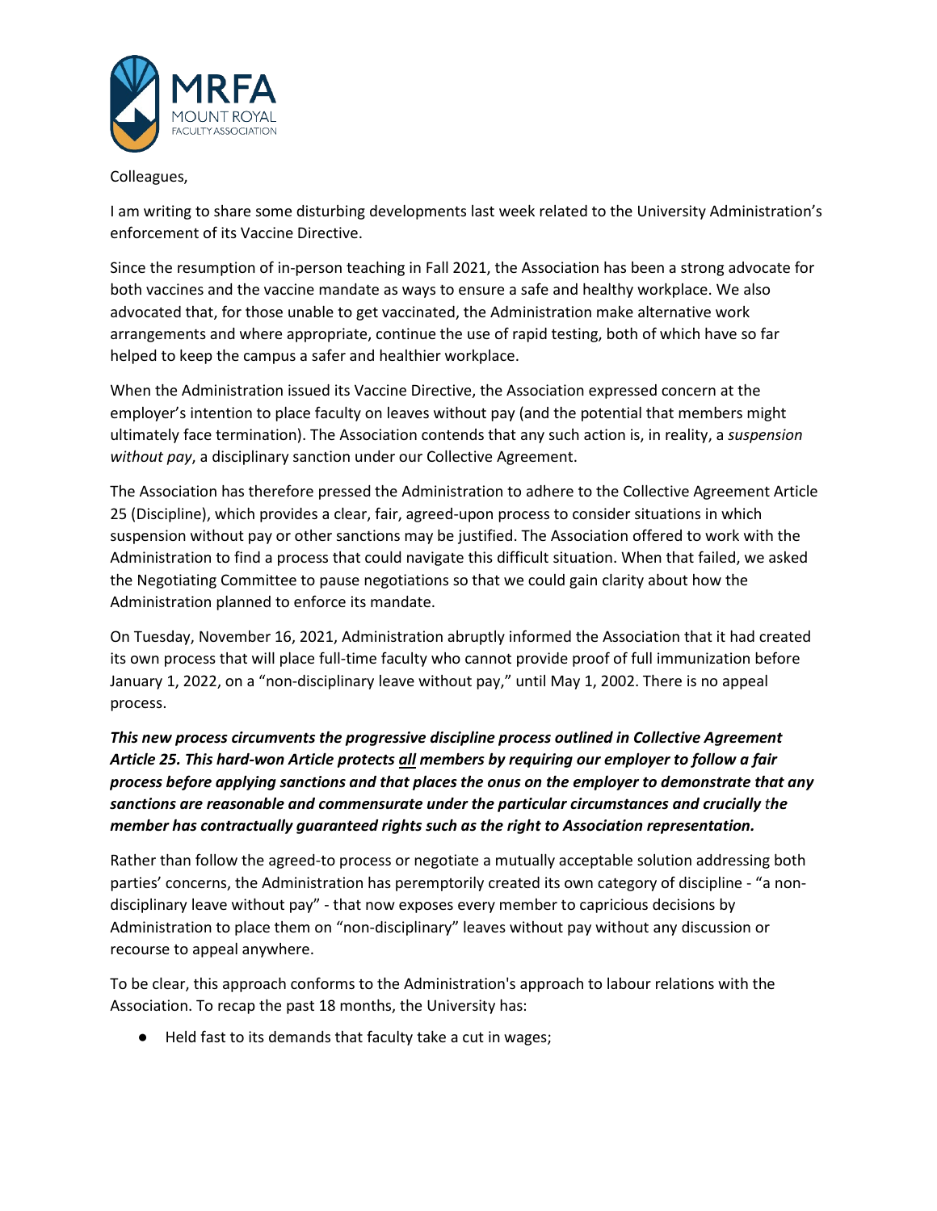Colleagues,

I am writing to share some disturbing developments last week related to the University Administration's enforcement of its Vaccine Directive.

Since the resumption of in-person teaching in Fall 2021, the Association has been a strong advocate for both vaccines and the vaccine mandate as ways to ensure a safe and healthy workplace. We also advocated that, for those unable to get vaccinated, the Administration make alternative work arrangements and where appropriate, continue the use of rapid testing, both of which have so far helped to keep the campus a safer and healthier workplace.

When the Administration issued its Vaccine Directive, the Association expressed concern at the employer's intention to place faculty on leaves without pay (and the potential that members might ultimately face termination). The Association contends that any such action is, in reality, a *suspension without pay*, a disciplinary sanction under our Collective Agreement.

The Association has therefore pressed the Administration to adhere to the Collective Agreement Article 25 (Discipline), which provides a clear, fair, agreed-upon process to consider situations in which suspension without pay or other sanctions may be justified. The Association offered to work with the Administration to find a process that could navigate this difficult situation. When that failed, we asked the Negotiating Committee to pause negotiations so that we could gain clarity about how the Administration planned to enforce its mandate.

On Tuesday, November 16, 2021, Administration abruptly informed the Association that it had created its own process that will place full-time faculty who cannot provide proof of full immunization before January 1, 2022, on a "non-disciplinary leave without pay," until May 1, 2002. There is no appeal process.

***This new process circumvents the progressive discipline process outlined in Collective Agreement Article 25. This hard-won Article protects <u>all</u> members by requiring our employer to follow a fair process before applying sanctions and that places the onus on the employer to demonstrate that any sanctions are reasonable and commensurate under the particular circumstances and crucially the member has contractually guaranteed rights such as the right to Association representation.***

Rather than follow the agreed-to process or negotiate a mutually acceptable solution addressing both parties' concerns, the Administration has peremptorily created its own category of discipline - "a non-disciplinary leave without pay" - that now exposes every member to capricious decisions by Administration to place them on "non-disciplinary" leaves without pay without any discussion or recourse to appeal anywhere.

To be clear, this approach conforms to the Administration's approach to labour relations with the Association. To recap the past 18 months, the University has:

- Held fast to its demands that faculty take a cut in wages;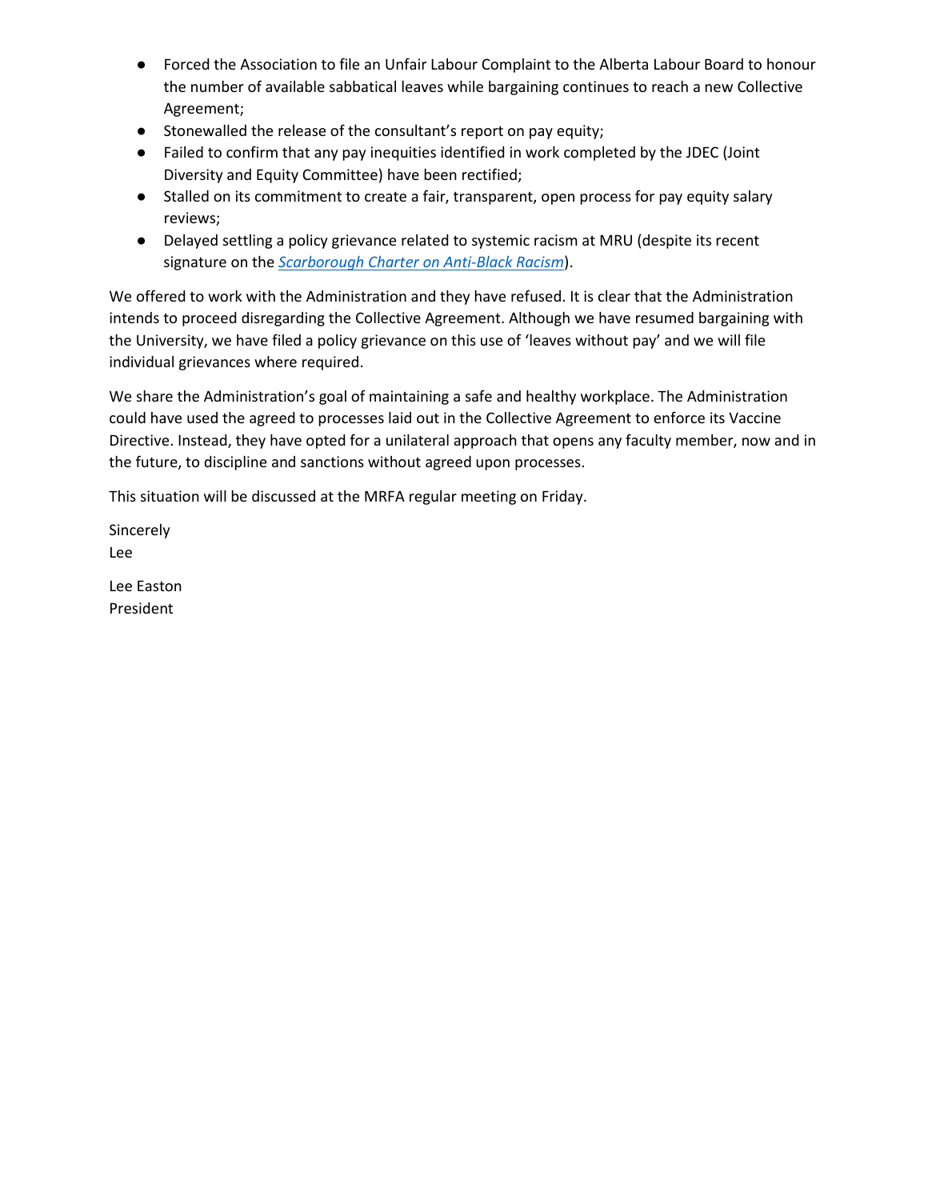- Forced the Association to file an Unfair Labour Complaint to the Alberta Labour Board to honour the number of available sabbatical leaves while bargaining continues to reach a new Collective Agreement;
- Stonewalled the release of the consultant's report on pay equity;
- Failed to confirm that any pay inequities identified in work completed by the JDEC (Joint Diversity and Equity Committee) have been rectified;
- Stalled on its commitment to create a fair, transparent, open process for pay equity salary reviews;
- Delayed settling a policy grievance related to systemic racism at MRU (despite its recent signature on the *Scarborough Charter on Anti-Black Racism*).

We offered to work with the Administration and they have refused. It is clear that the Administration intends to proceed disregarding the Collective Agreement. Although we have resumed bargaining with the University, we have filed a policy grievance on this use of 'leaves without pay' and we will file individual grievances where required.

We share the Administration's goal of maintaining a safe and healthy workplace. The Administration could have used the agreed to processes laid out in the Collective Agreement to enforce its Vaccine Directive. Instead, they have opted for a unilateral approach that opens any faculty member, now and in the future, to discipline and sanctions without agreed upon processes.

This situation will be discussed at the MRFA regular meeting on Friday.

Sincerely
Lee

Lee Easton
President